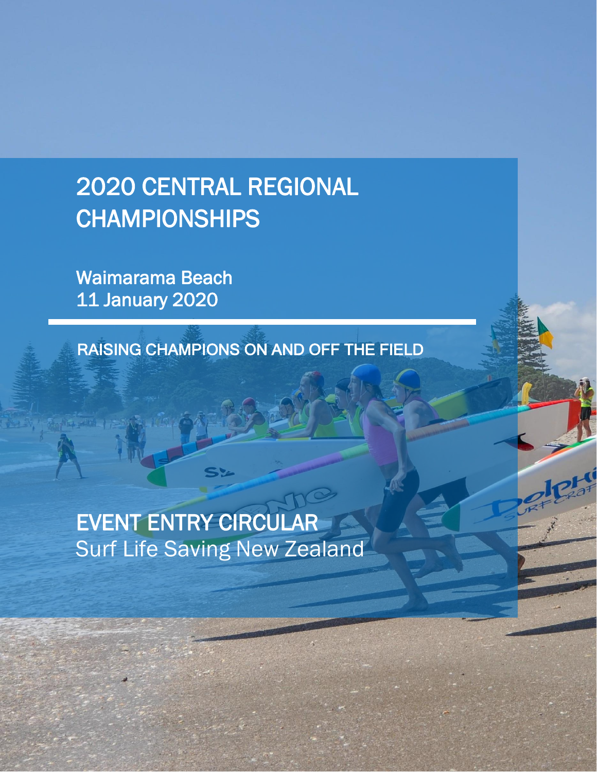# 2020 CENTRAL REGIONAL CHAMPIONSHIPS

Waimarama Beach
11 January 2020

RAISING CHAMPIONS ON AND OFF THE FIELD

## EVENT ENTRY CIRCULAR

Surf Life Saving New Zealand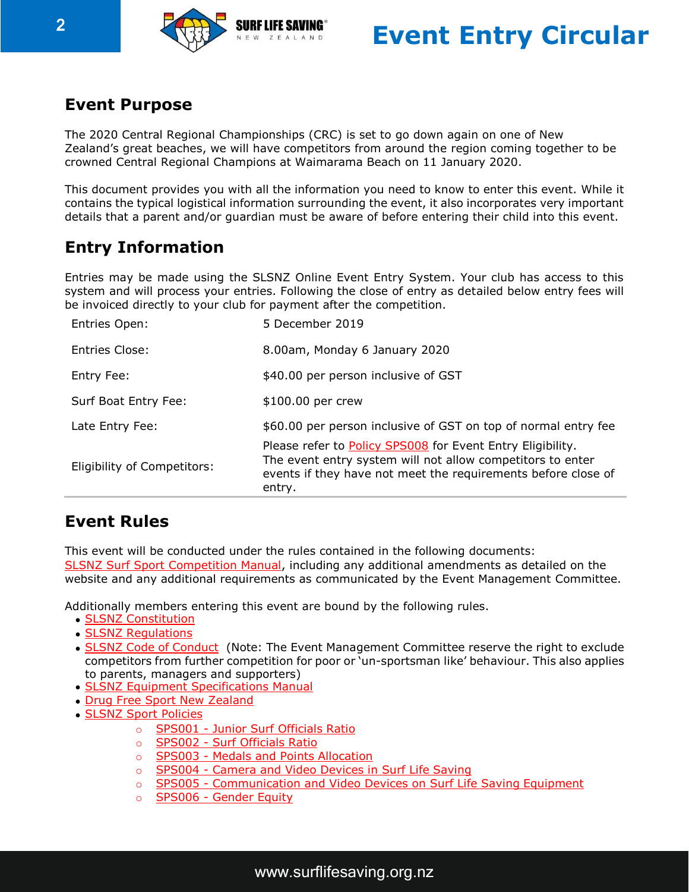## Event Purpose

The 2020 Central Regional Championships (CRC) is set to go down again on one of New Zealand's great beaches, we will have competitors from around the region coming together to be crowned Central Regional Champions at Waimarama Beach on 11 January 2020.

This document provides you with all the information you need to know to enter this event. While it contains the typical logistical information surrounding the event, it also incorporates very important details that a parent and/or guardian must be aware of before entering their child into this event.

## Entry Information

Entries may be made using the SLSNZ Online Event Entry System. Your club has access to this system and will process your entries. Following the close of entry as detailed below entry fees will be invoiced directly to your club for payment after the competition.

| | |
|---|---|
| Entries Open: | 5 December 2019 |
| Entries Close: | 8.00am, Monday 6 January 2020 |
| Entry Fee: | $40.00 per person inclusive of GST |
| Surf Boat Entry Fee: | $100.00 per crew |
| Late Entry Fee: | $60.00 per person inclusive of GST on top of normal entry fee |
| Eligibility of Competitors: | Please refer to Policy SPS008 for Event Entry Eligibility. The event entry system will not allow competitors to enter events if they have not meet the requirements before close of entry. |

## Event Rules

This event will be conducted under the rules contained in the following documents: SLSNZ Surf Sport Competition Manual, including any additional amendments as detailed on the website and any additional requirements as communicated by the Event Management Committee.

Additionally members entering this event are bound by the following rules.

- SLSNZ Constitution
- SLSNZ Regulations
- SLSNZ Code of Conduct (Note: The Event Management Committee reserve the right to exclude competitors from further competition for poor or 'un-sportsman like' behaviour. This also applies to parents, managers and supporters)
- SLSNZ Equipment Specifications Manual
- Drug Free Sport New Zealand
- SLSNZ Sport Policies
    - SPS001 - Junior Surf Officials Ratio
    - SPS002 - Surf Officials Ratio
    - SPS003 - Medals and Points Allocation
    - SPS004 - Camera and Video Devices in Surf Life Saving
    - SPS005 - Communication and Video Devices on Surf Life Saving Equipment
    - SPS006 - Gender Equity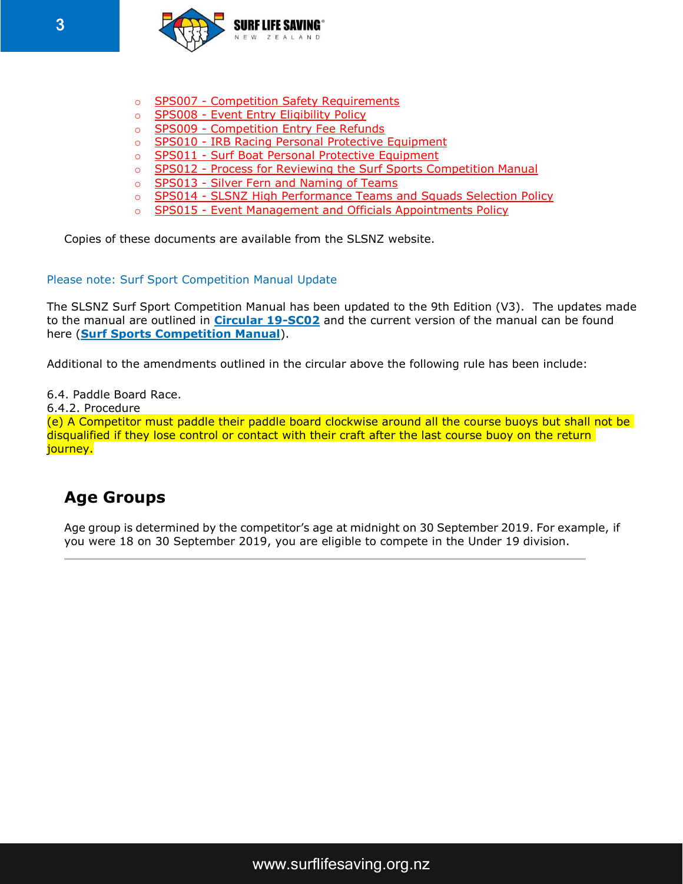- SPS007 - Competition Safety Requirements
- SPS008 - Event Entry Eligibility Policy
- SPS009 - Competition Entry Fee Refunds
- SPS010 - IRB Racing Personal Protective Equipment
- SPS011 - Surf Boat Personal Protective Equipment
- SPS012 - Process for Reviewing the Surf Sports Competition Manual
- SPS013 - Silver Fern and Naming of Teams
- SPS014 - SLSNZ High Performance Teams and Squads Selection Policy
- SPS015 - Event Management and Officials Appointments Policy

Copies of these documents are available from the SLSNZ website.

Please note: Surf Sport Competition Manual Update

The SLSNZ Surf Sport Competition Manual has been updated to the 9th Edition (V3). The updates made to the manual are outlined in **Circular 19-SC02** and the current version of the manual can be found here (**Surf Sports Competition Manual**).

Additional to the amendments outlined in the circular above the following rule has been include:

6.4. Paddle Board Race.
6.4.2. Procedure
(e) A Competitor must paddle their paddle board clockwise around all the course buoys but shall not be disqualified if they lose control or contact with their craft after the last course buoy on the return journey.

## Age Groups

Age group is determined by the competitor's age at midnight on 30 September 2019. For example, if you were 18 on 30 September 2019, you are eligible to compete in the Under 19 division.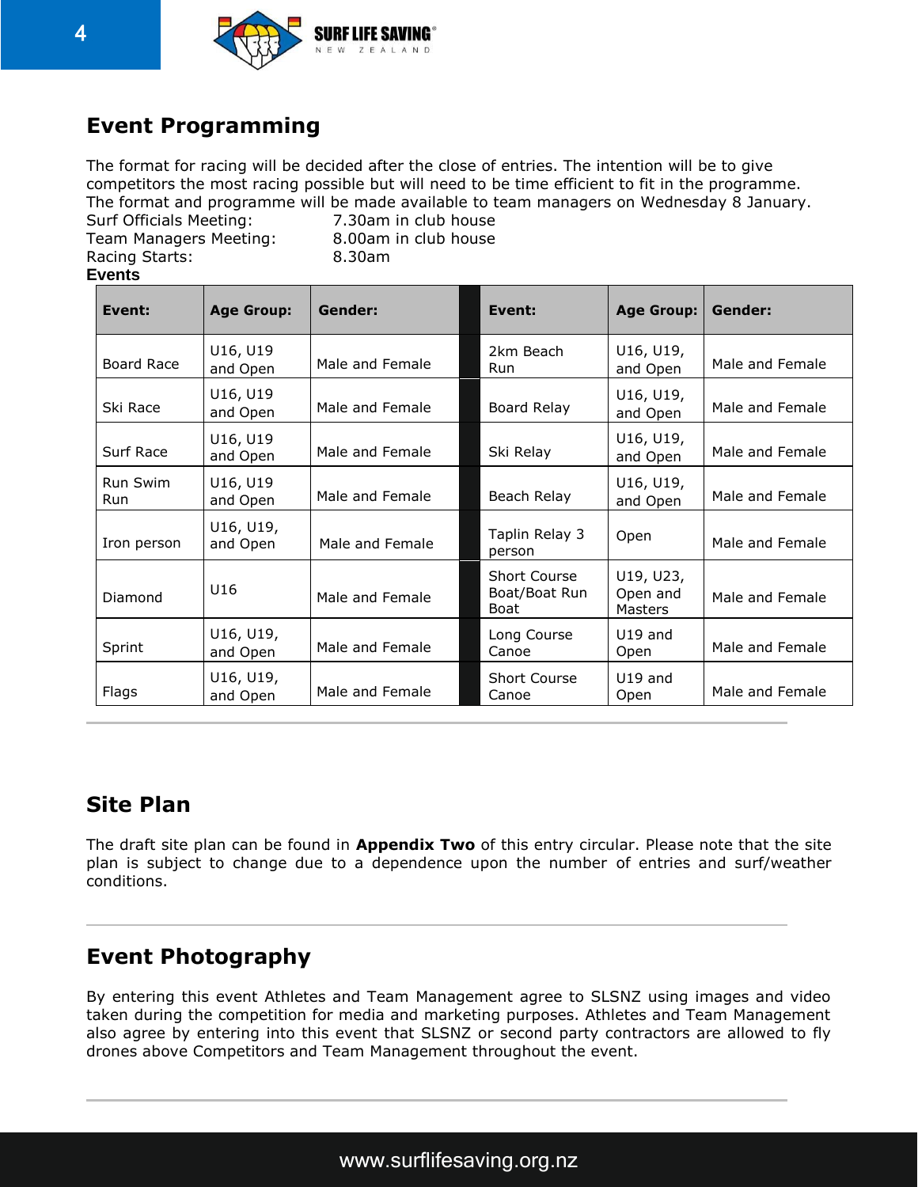## Event Programming

The format for racing will be decided after the close of entries. The intention will be to give competitors the most racing possible but will need to be time efficient to fit in the programme. The format and programme will be made available to team managers on Wednesday 8 January.

Surf Officials Meeting: 7.30am in club house
Team Managers Meeting: 8.00am in club house
Racing Starts: 8.30am

**Events**

| Event: | Age Group: | Gender: | Event: | Age Group: | Gender: |
|---|---|---|---|---|---|
| Board Race | U16, U19 and Open | Male and Female | 2km Beach Run | U16, U19, and Open | Male and Female |
| Ski Race | U16, U19 and Open | Male and Female | Board Relay | U16, U19, and Open | Male and Female |
| Surf Race | U16, U19 and Open | Male and Female | Ski Relay | U16, U19, and Open | Male and Female |
| Run Swim Run | U16, U19 and Open | Male and Female | Beach Relay | U16, U19, and Open | Male and Female |
| Iron person | U16, U19, and Open | Male and Female | Taplin Relay 3 person | Open | Male and Female |
| Diamond | U16 | Male and Female | Short Course Boat/Boat Run Boat | U19, U23, Open and Masters | Male and Female |
| Sprint | U16, U19, and Open | Male and Female | Long Course Canoe | U19 and Open | Male and Female |
| Flags | U16, U19, and Open | Male and Female | Short Course Canoe | U19 and Open | Male and Female |

## Site Plan

The draft site plan can be found in **Appendix Two** of this entry circular. Please note that the site plan is subject to change due to a dependence upon the number of entries and surf/weather conditions.

## Event Photography

By entering this event Athletes and Team Management agree to SLSNZ using images and video taken during the competition for media and marketing purposes. Athletes and Team Management also agree by entering into this event that SLSNZ or second party contractors are allowed to fly drones above Competitors and Team Management throughout the event.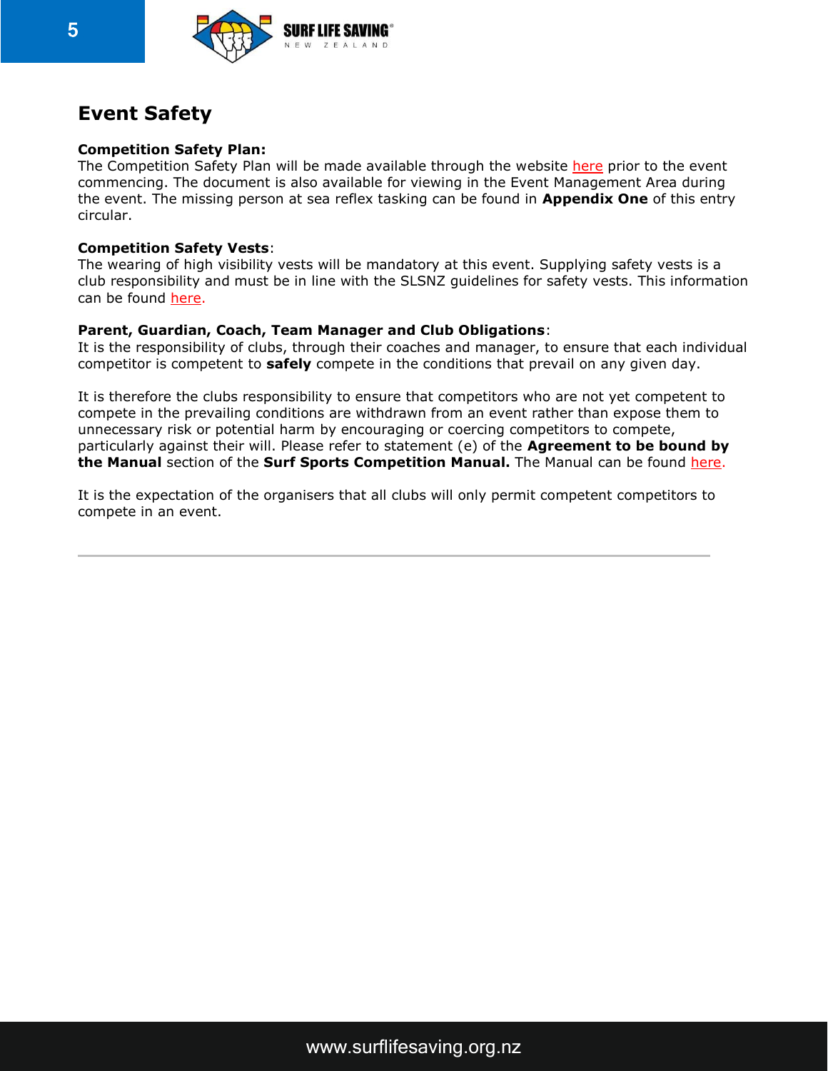# Event Safety

**Competition Safety Plan:**
The Competition Safety Plan will be made available through the website here prior to the event commencing. The document is also available for viewing in the Event Management Area during the event. The missing person at sea reflex tasking can be found in **Appendix One** of this entry circular.

**Competition Safety Vests**:
The wearing of high visibility vests will be mandatory at this event. Supplying safety vests is a club responsibility and must be in line with the SLSNZ guidelines for safety vests. This information can be found here.

**Parent, Guardian, Coach, Team Manager and Club Obligations**:
It is the responsibility of clubs, through their coaches and manager, to ensure that each individual competitor is competent to **safely** compete in the conditions that prevail on any given day.

It is therefore the clubs responsibility to ensure that competitors who are not yet competent to compete in the prevailing conditions are withdrawn from an event rather than expose them to unnecessary risk or potential harm by encouraging or coercing competitors to compete, particularly against their will. Please refer to statement (e) of the **Agreement to be bound by the Manual** section of the **Surf Sports Competition Manual.** The Manual can be found here.

It is the expectation of the organisers that all clubs will only permit competent competitors to compete in an event.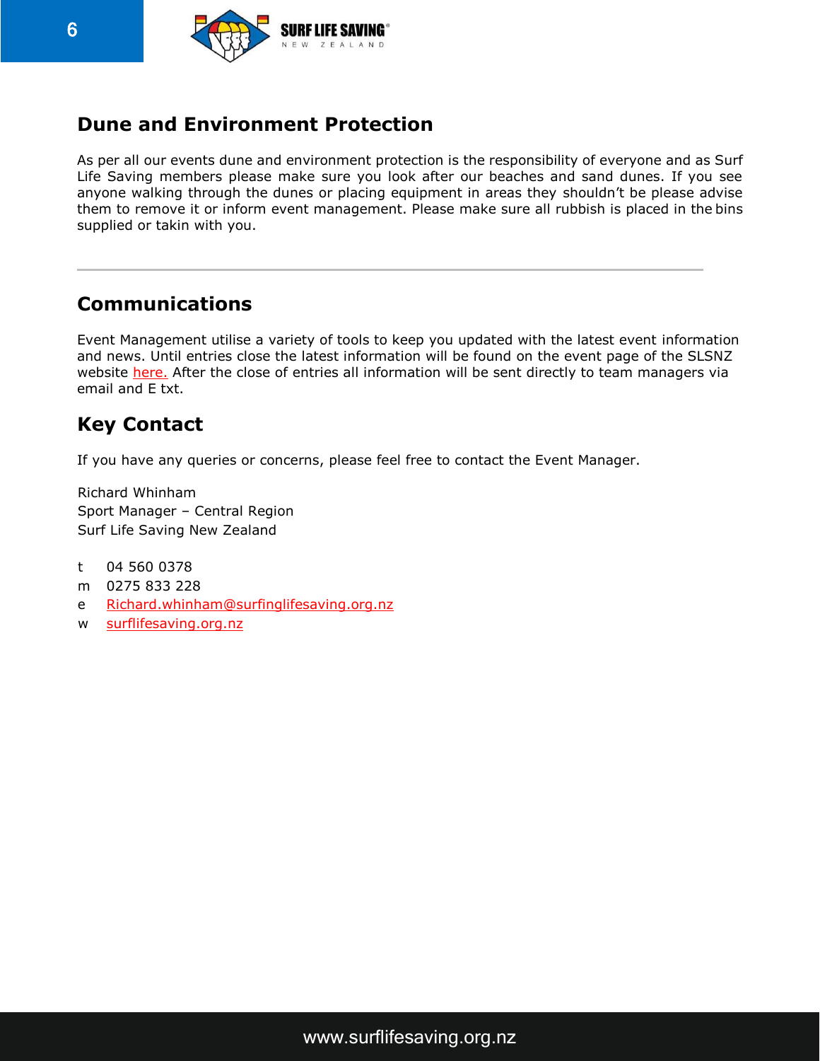## Dune and Environment Protection

As per all our events dune and environment protection is the responsibility of everyone and as Surf Life Saving members please make sure you look after our beaches and sand dunes. If you see anyone walking through the dunes or placing equipment in areas they shouldn't be please advise them to remove it or inform event management. Please make sure all rubbish is placed in the bins supplied or takin with you.

---

## Communications

Event Management utilise a variety of tools to keep you updated with the latest event information and news. Until entries close the latest information will be found on the event page of the SLSNZ website here. After the close of entries all information will be sent directly to team managers via email and E txt.

## Key Contact

If you have any queries or concerns, please feel free to contact the Event Manager.

Richard Whinham
Sport Manager – Central Region
Surf Life Saving New Zealand

t 04 560 0378
m 0275 833 228
e Richard.whinham@surfinglifesaving.org.nz
w surflifesaving.org.nz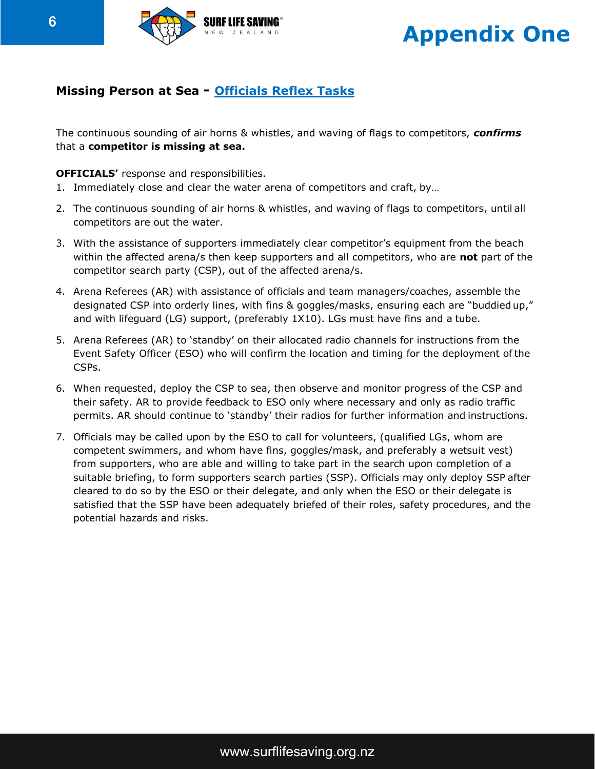# Appendix One

## Missing Person at Sea - [Officials Reflex Tasks]

The continuous sounding of air horns & whistles, and waving of flags to competitors, ***confirms*** that a **competitor is missing at sea.**

**OFFICIALS'** response and responsibilities.

1. Immediately close and clear the water arena of competitors and craft, by…
2. The continuous sounding of air horns & whistles, and waving of flags to competitors, until all competitors are out the water.
3. With the assistance of supporters immediately clear competitor's equipment from the beach within the affected arena/s then keep supporters and all competitors, who are **not** part of the competitor search party (CSP), out of the affected arena/s.
4. Arena Referees (AR) with assistance of officials and team managers/coaches, assemble the designated CSP into orderly lines, with fins & goggles/masks, ensuring each are "buddied up," and with lifeguard (LG) support, (preferably 1X10). LGs must have fins and a tube.
5. Arena Referees (AR) to 'standby' on their allocated radio channels for instructions from the Event Safety Officer (ESO) who will confirm the location and timing for the deployment of the CSPs.
6. When requested, deploy the CSP to sea, then observe and monitor progress of the CSP and their safety. AR to provide feedback to ESO only where necessary and only as radio traffic permits. AR should continue to 'standby' their radios for further information and instructions.
7. Officials may be called upon by the ESO to call for volunteers, (qualified LGs, whom are competent swimmers, and whom have fins, goggles/mask, and preferably a wetsuit vest) from supporters, who are able and willing to take part in the search upon completion of a suitable briefing, to form supporters search parties (SSP). Officials may only deploy SSP after cleared to do so by the ESO or their delegate, and only when the ESO or their delegate is satisfied that the SSP have been adequately briefed of their roles, safety procedures, and the potential hazards and risks.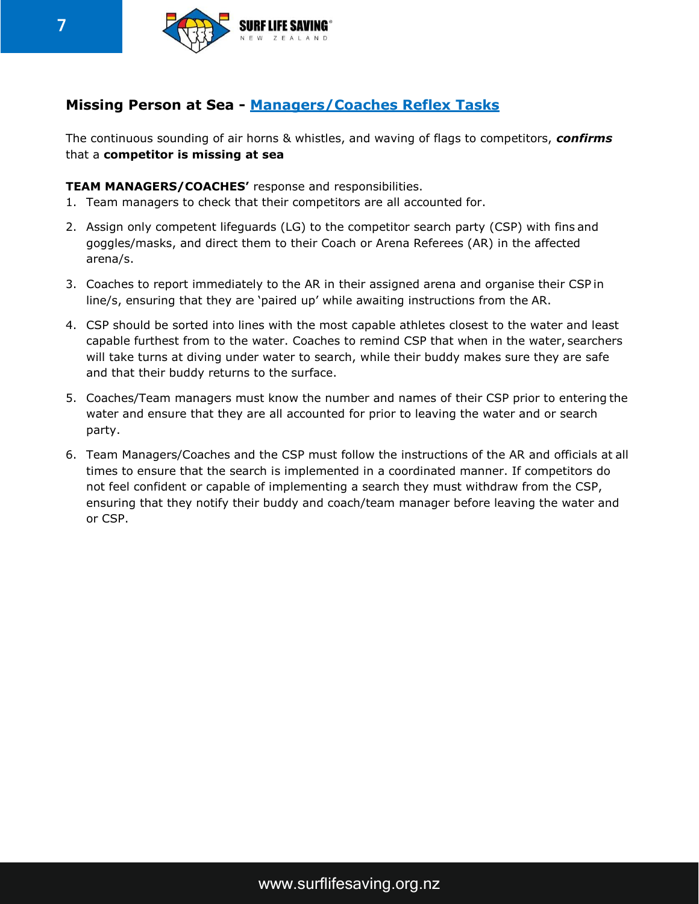## Missing Person at Sea - Managers/Coaches Reflex Tasks

The continuous sounding of air horns & whistles, and waving of flags to competitors, ***confirms*** that a **competitor is missing at sea**

**TEAM MANAGERS/COACHES'** response and responsibilities.

1. Team managers to check that their competitors are all accounted for.
2. Assign only competent lifeguards (LG) to the competitor search party (CSP) with fins and goggles/masks, and direct them to their Coach or Arena Referees (AR) in the affected arena/s.
3. Coaches to report immediately to the AR in their assigned arena and organise their CSP in line/s, ensuring that they are 'paired up' while awaiting instructions from the AR.
4. CSP should be sorted into lines with the most capable athletes closest to the water and least capable furthest from to the water. Coaches to remind CSP that when in the water, searchers will take turns at diving under water to search, while their buddy makes sure they are safe and that their buddy returns to the surface.
5. Coaches/Team managers must know the number and names of their CSP prior to entering the water and ensure that they are all accounted for prior to leaving the water and or search party.
6. Team Managers/Coaches and the CSP must follow the instructions of the AR and officials at all times to ensure that the search is implemented in a coordinated manner. If competitors do not feel confident or capable of implementing a search they must withdraw from the CSP, ensuring that they notify their buddy and coach/team manager before leaving the water and or CSP.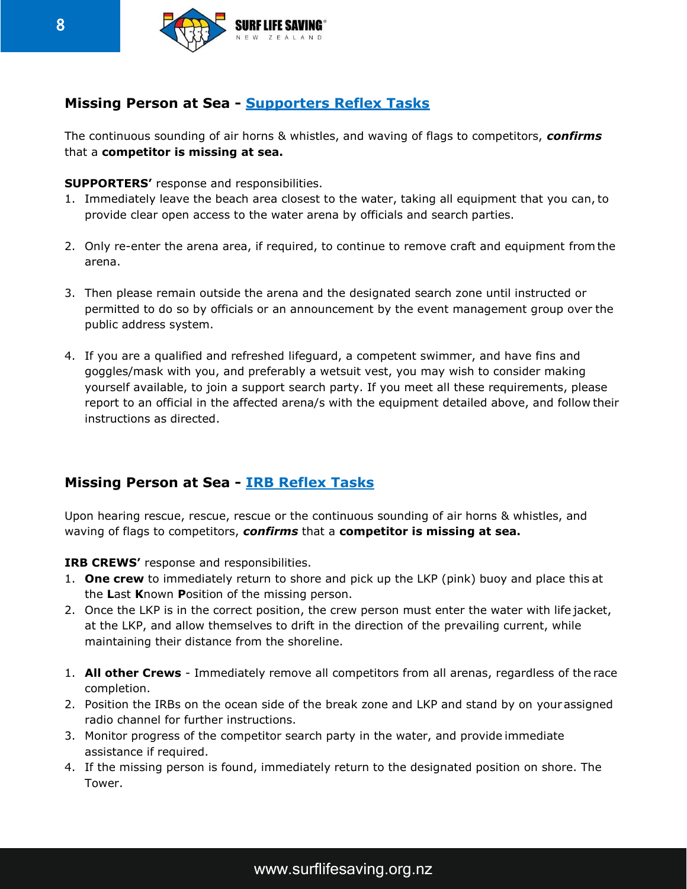## Missing Person at Sea - [Supporters Reflex Tasks]

The continuous sounding of air horns & whistles, and waving of flags to competitors, ***confirms*** that a **competitor is missing at sea.**

**SUPPORTERS'** response and responsibilities.

1. Immediately leave the beach area closest to the water, taking all equipment that you can, to provide clear open access to the water arena by officials and search parties.

2. Only re-enter the arena area, if required, to continue to remove craft and equipment from the arena.

3. Then please remain outside the arena and the designated search zone until instructed or permitted to do so by officials or an announcement by the event management group over the public address system.

4. If you are a qualified and refreshed lifeguard, a competent swimmer, and have fins and goggles/mask with you, and preferably a wetsuit vest, you may wish to consider making yourself available, to join a support search party. If you meet all these requirements, please report to an official in the affected arena/s with the equipment detailed above, and follow their instructions as directed.

## Missing Person at Sea - [IRB Reflex Tasks]

Upon hearing rescue, rescue, rescue or the continuous sounding of air horns & whistles, and waving of flags to competitors, ***confirms*** that a **competitor is missing at sea.**

**IRB CREWS'** response and responsibilities.

1. **One crew** to immediately return to shore and pick up the LKP (pink) buoy and place this at the **L**ast **K**nown **P**osition of the missing person.
2. Once the LKP is in the correct position, the crew person must enter the water with life jacket, at the LKP, and allow themselves to drift in the direction of the prevailing current, while maintaining their distance from the shoreline.

1. **All other Crews** - Immediately remove all competitors from all arenas, regardless of the race completion.
2. Position the IRBs on the ocean side of the break zone and LKP and stand by on your assigned radio channel for further instructions.
3. Monitor progress of the competitor search party in the water, and provide immediate assistance if required.
4. If the missing person is found, immediately return to the designated position on shore. The Tower.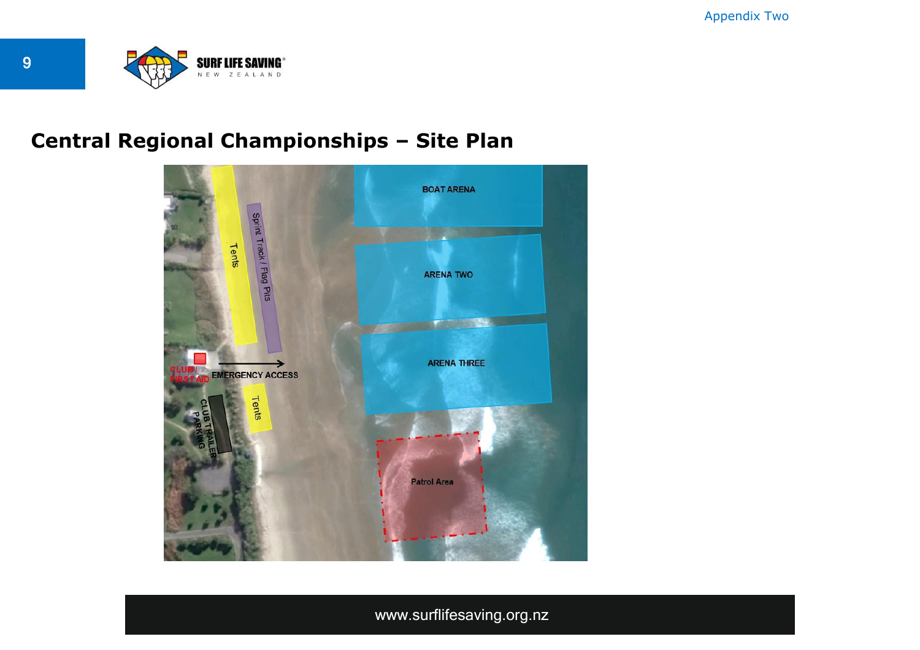# Central Regional Championships – Site Plan

BOAT ARENA

ARENA TWO

ARENA THREE

Patrol Area

Tents

Sprint Track / Flag Pits

CLUB/ FIRST AID

EMERGENCY ACCESS

Tents

CLUB TRAILER PARKING